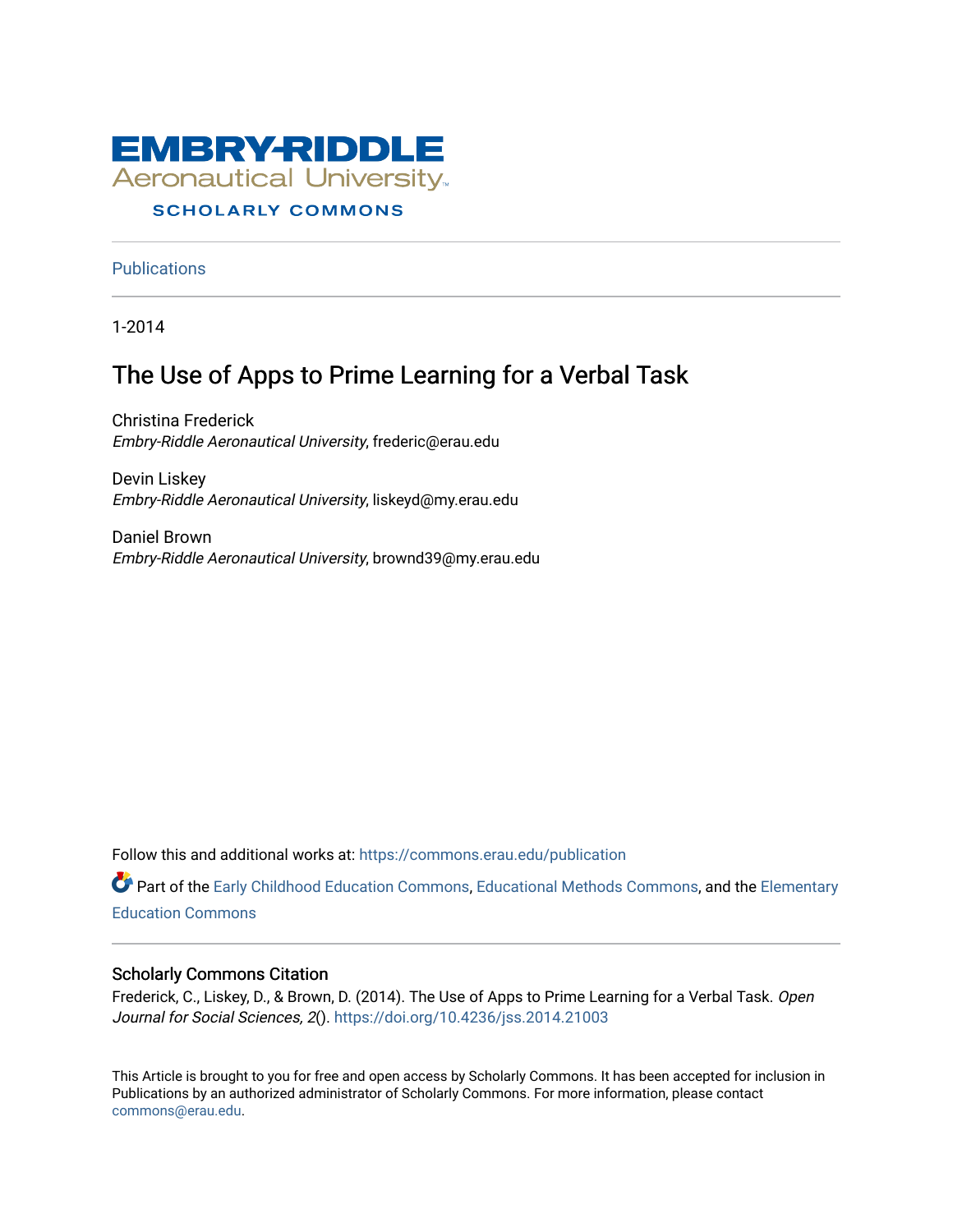EMBRY-RIDDLE Aeronautical University

SCHOLARLY COMMONS

Publications

1-2014

# The Use of Apps to Prime Learning for a Verbal Task

Christina Frederick
*Embry-Riddle Aeronautical University*, frederic@erau.edu

Devin Liskey
*Embry-Riddle Aeronautical University*, liskeyd@my.erau.edu

Daniel Brown
*Embry-Riddle Aeronautical University*, brownd39@my.erau.edu

Follow this and additional works at: https://commons.erau.edu/publication

Part of the Early Childhood Education Commons, Educational Methods Commons, and the Elementary Education Commons

## Scholarly Commons Citation

Frederick, C., Liskey, D., & Brown, D. (2014). The Use of Apps to Prime Learning for a Verbal Task. *Open Journal for Social Sciences, 2*(). https://doi.org/10.4236/jss.2014.21003

This Article is brought to you for free and open access by Scholarly Commons. It has been accepted for inclusion in Publications by an authorized administrator of Scholarly Commons. For more information, please contact commons@erau.edu.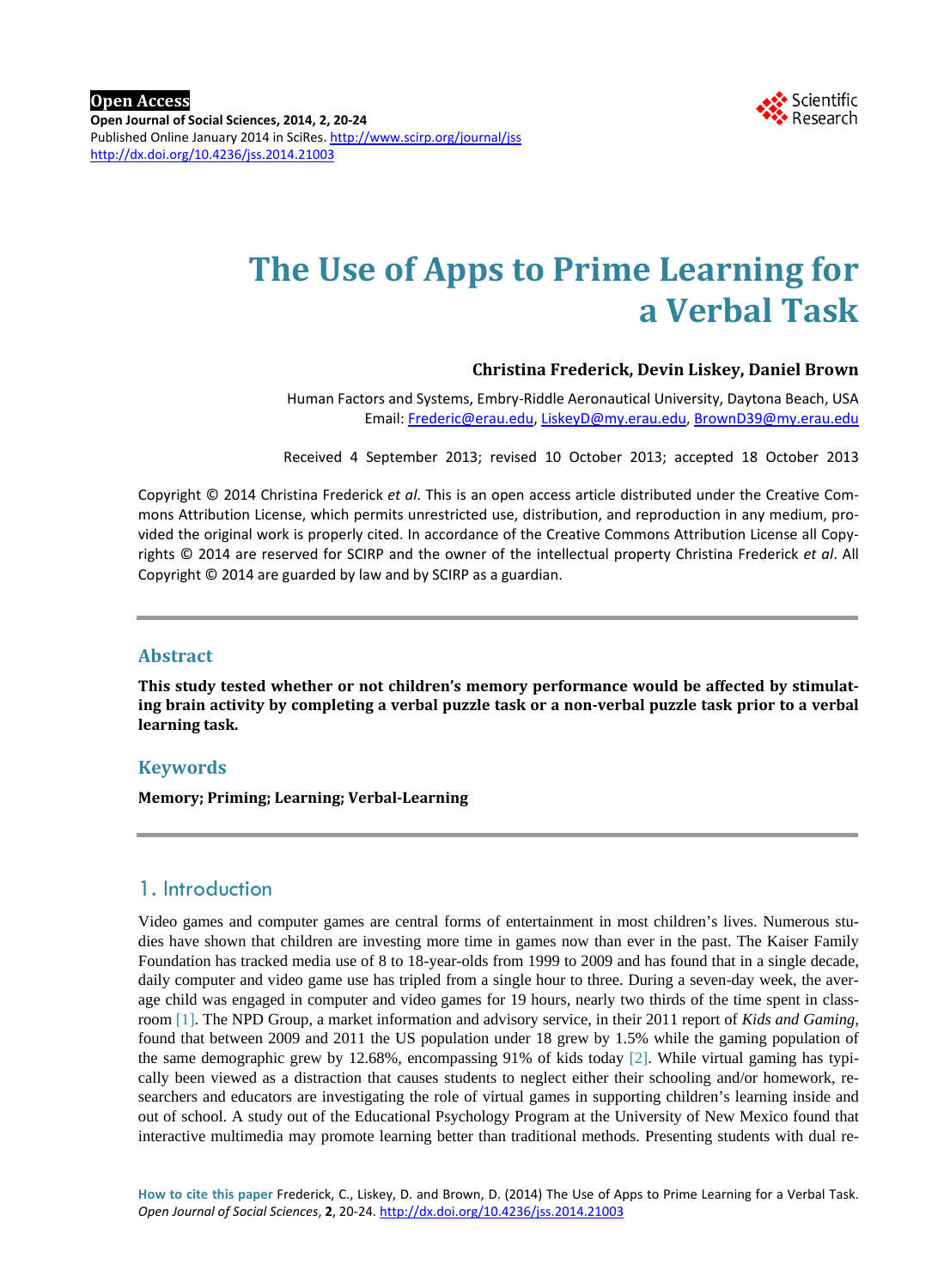**Open Access**

**Open Journal of Social Sciences, 2014, 2, 20-24**

Published Online January 2014 in SciRes. http://www.scirp.org/journal/jss

http://dx.doi.org/10.4236/jss.2014.21003

# The Use of Apps to Prime Learning for a Verbal Task

**Christina Frederick, Devin Liskey, Daniel Brown**

Human Factors and Systems, Embry-Riddle Aeronautical University, Daytona Beach, USA

Email: Frederic@erau.edu, LiskeyD@my.erau.edu, BrownD39@my.erau.edu

Received 4 September 2013; revised 10 October 2013; accepted 18 October 2013

Copyright © 2014 Christina Frederick *et al*. This is an open access article distributed under the Creative Commons Attribution License, which permits unrestricted use, distribution, and reproduction in any medium, provided the original work is properly cited. In accordance of the Creative Commons Attribution License all Copyrights © 2014 are reserved for SCIRP and the owner of the intellectual property Christina Frederick *et al*. All Copyright © 2014 are guarded by law and by SCIRP as a guardian.

## Abstract

**This study tested whether or not children's memory performance would be affected by stimulating brain activity by completing a verbal puzzle task or a non-verbal puzzle task prior to a verbal learning task.**

## Keywords

**Memory; Priming; Learning; Verbal-Learning**

## 1. Introduction

Video games and computer games are central forms of entertainment in most children's lives. Numerous studies have shown that children are investing more time in games now than ever in the past. The Kaiser Family Foundation has tracked media use of 8 to 18-year-olds from 1999 to 2009 and has found that in a single decade, daily computer and video game use has tripled from a single hour to three. During a seven-day week, the average child was engaged in computer and video games for 19 hours, nearly two thirds of the time spent in classroom [1]. The NPD Group, a market information and advisory service, in their 2011 report of *Kids and Gaming*, found that between 2009 and 2011 the US population under 18 grew by 1.5% while the gaming population of the same demographic grew by 12.68%, encompassing 91% of kids today [2]. While virtual gaming has typically been viewed as a distraction that causes students to neglect either their schooling and/or homework, researchers and educators are investigating the role of virtual games in supporting children's learning inside and out of school. A study out of the Educational Psychology Program at the University of New Mexico found that interactive multimedia may promote learning better than traditional methods. Presenting students with dual re-

**How to cite this paper** Frederick, C., Liskey, D. and Brown, D. (2014) The Use of Apps to Prime Learning for a Verbal Task. *Open Journal of Social Sciences*, **2**, 20-24. http://dx.doi.org/10.4236/jss.2014.21003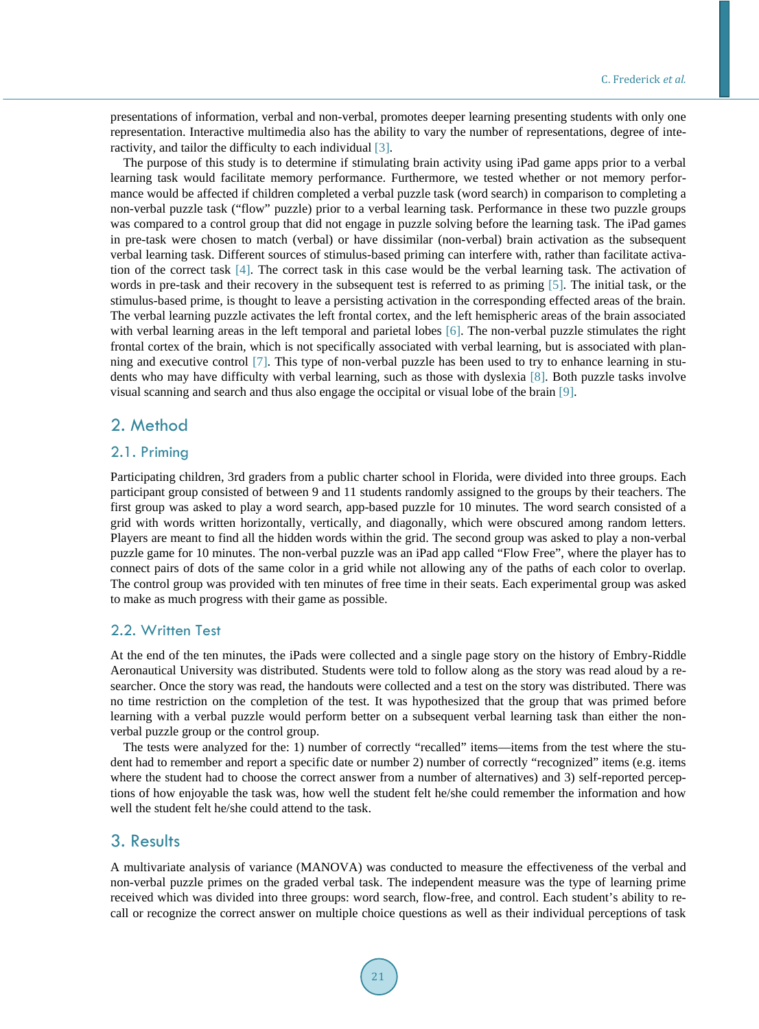presentations of information, verbal and non-verbal, promotes deeper learning presenting students with only one representation. Interactive multimedia also has the ability to vary the number of representations, degree of interactivity, and tailor the difficulty to each individual [3].

The purpose of this study is to determine if stimulating brain activity using iPad game apps prior to a verbal learning task would facilitate memory performance. Furthermore, we tested whether or not memory performance would be affected if children completed a verbal puzzle task (word search) in comparison to completing a non-verbal puzzle task ("flow" puzzle) prior to a verbal learning task. Performance in these two puzzle groups was compared to a control group that did not engage in puzzle solving before the learning task. The iPad games in pre-task were chosen to match (verbal) or have dissimilar (non-verbal) brain activation as the subsequent verbal learning task. Different sources of stimulus-based priming can interfere with, rather than facilitate activation of the correct task [4]. The correct task in this case would be the verbal learning task. The activation of words in pre-task and their recovery in the subsequent test is referred to as priming [5]. The initial task, or the stimulus-based prime, is thought to leave a persisting activation in the corresponding effected areas of the brain. The verbal learning puzzle activates the left frontal cortex, and the left hemispheric areas of the brain associated with verbal learning areas in the left temporal and parietal lobes [6]. The non-verbal puzzle stimulates the right frontal cortex of the brain, which is not specifically associated with verbal learning, but is associated with planning and executive control [7]. This type of non-verbal puzzle has been used to try to enhance learning in students who may have difficulty with verbal learning, such as those with dyslexia [8]. Both puzzle tasks involve visual scanning and search and thus also engage the occipital or visual lobe of the brain [9].

## 2. Method

### 2.1. Priming

Participating children, 3rd graders from a public charter school in Florida, were divided into three groups. Each participant group consisted of between 9 and 11 students randomly assigned to the groups by their teachers. The first group was asked to play a word search, app-based puzzle for 10 minutes. The word search consisted of a grid with words written horizontally, vertically, and diagonally, which were obscured among random letters. Players are meant to find all the hidden words within the grid. The second group was asked to play a non-verbal puzzle game for 10 minutes. The non-verbal puzzle was an iPad app called "Flow Free", where the player has to connect pairs of dots of the same color in a grid while not allowing any of the paths of each color to overlap. The control group was provided with ten minutes of free time in their seats. Each experimental group was asked to make as much progress with their game as possible.

### 2.2. Written Test

At the end of the ten minutes, the iPads were collected and a single page story on the history of Embry-Riddle Aeronautical University was distributed. Students were told to follow along as the story was read aloud by a researcher. Once the story was read, the handouts were collected and a test on the story was distributed. There was no time restriction on the completion of the test. It was hypothesized that the group that was primed before learning with a verbal puzzle would perform better on a subsequent verbal learning task than either the non-verbal puzzle group or the control group.

The tests were analyzed for the: 1) number of correctly "recalled" items—items from the test where the student had to remember and report a specific date or number 2) number of correctly "recognized" items (e.g. items where the student had to choose the correct answer from a number of alternatives) and 3) self-reported perceptions of how enjoyable the task was, how well the student felt he/she could remember the information and how well the student felt he/she could attend to the task.

## 3. Results

A multivariate analysis of variance (MANOVA) was conducted to measure the effectiveness of the verbal and non-verbal puzzle primes on the graded verbal task. The independent measure was the type of learning prime received which was divided into three groups: word search, flow-free, and control. Each student's ability to recall or recognize the correct answer on multiple choice questions as well as their individual perceptions of task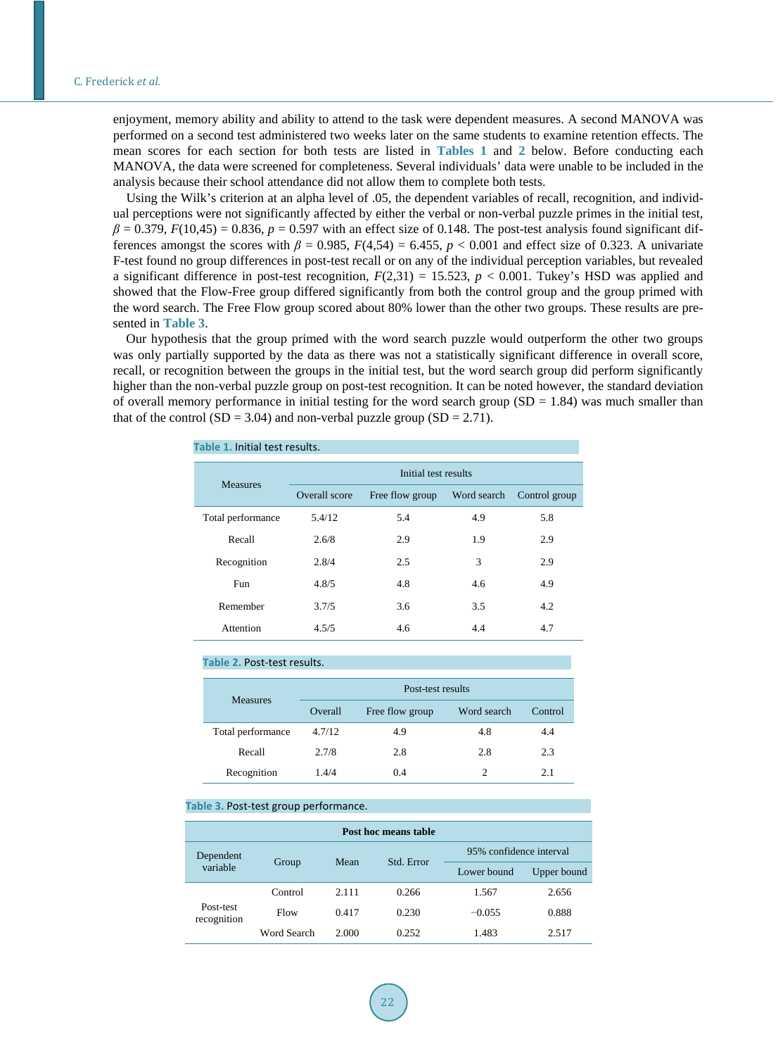enjoyment, memory ability and ability to attend to the task were dependent measures. A second MANOVA was performed on a second test administered two weeks later on the same students to examine retention effects. The mean scores for each section for both tests are listed in **Tables 1** and **2** below. Before conducting each MANOVA, the data were screened for completeness. Several individuals' data were unable to be included in the analysis because their school attendance did not allow them to complete both tests.

Using the Wilk's criterion at an alpha level of .05, the dependent variables of recall, recognition, and individual perceptions were not significantly affected by either the verbal or non-verbal puzzle primes in the initial test, $\beta = 0.379$, $F(10,45) = 0.836$, $p = 0.597$ with an effect size of 0.148. The post-test analysis found significant differences amongst the scores with $\beta = 0.985$, $F(4,54) = 6.455$, $p < 0.001$ and effect size of 0.323. A univariate F-test found no group differences in post-test recall or on any of the individual perception variables, but revealed a significant difference in post-test recognition, $F(2,31) = 15.523$, $p < 0.001$. Tukey's HSD was applied and showed that the Flow-Free group differed significantly from both the control group and the group primed with the word search. The Free Flow group scored about 80% lower than the other two groups. These results are presented in **Table 3**.

Our hypothesis that the group primed with the word search puzzle would outperform the other two groups was only partially supported by the data as there was not a statistically significant difference in overall score, recall, or recognition between the groups in the initial test, but the word search group did perform significantly higher than the non-verbal puzzle group on post-test recognition. It can be noted however, the standard deviation of overall memory performance in initial testing for the word search group (SD = 1.84) was much smaller than that of the control (SD = 3.04) and non-verbal puzzle group (SD = 2.71).

**Table 1.** Initial test results.

| Measures | Initial test results | | | |
|---|---|---|---|---|
| | Overall score | Free flow group | Word search | Control group |
| Total performance | 5.4/12 | 5.4 | 4.9 | 5.8 |
| Recall | 2.6/8 | 2.9 | 1.9 | 2.9 |
| Recognition | 2.8/4 | 2.5 | 3 | 2.9 |
| Fun | 4.8/5 | 4.8 | 4.6 | 4.9 |
| Remember | 3.7/5 | 3.6 | 3.5 | 4.2 |
| Attention | 4.5/5 | 4.6 | 4.4 | 4.7 |

**Table 2.** Post-test results.

| Measures | Post-test results | | | |
|---|---|---|---|---|
| | Overall | Free flow group | Word search | Control |
| Total performance | 4.7/12 | 4.9 | 4.8 | 4.4 |
| Recall | 2.7/8 | 2.8 | 2.8 | 2.3 |
| Recognition | 1.4/4 | 0.4 | 2 | 2.1 |

**Table 3.** Post-test group performance.

| Post hoc means table | | | | | |
|---|---|---|---|---|---|
| Dependent variable | Group | Mean | Std. Error | 95% confidence interval | |
| | | | | Lower bound | Upper bound |
| Post-test recognition | Control | 2.111 | 0.266 | 1.567 | 2.656 |
| | Flow | 0.417 | 0.230 | −0.055 | 0.888 |
| | Word Search | 2.000 | 0.252 | 1.483 | 2.517 |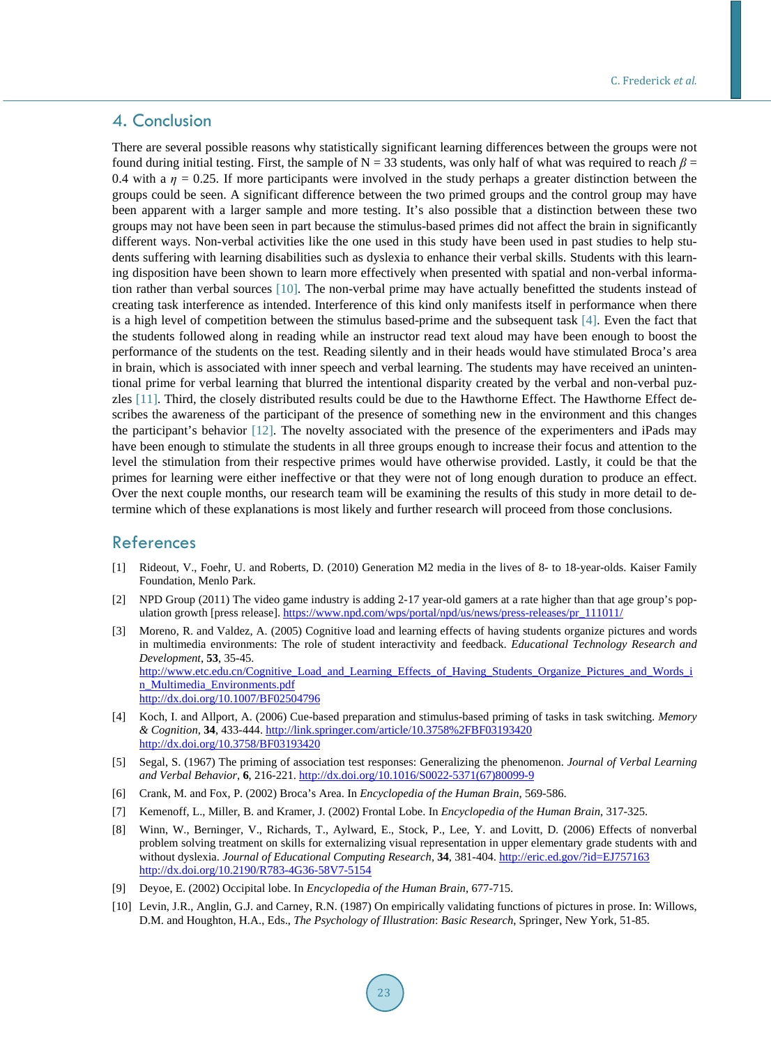## 4. Conclusion

There are several possible reasons why statistically significant learning differences between the groups were not found during initial testing. First, the sample of N = 33 students, was only half of what was required to reach $\beta$ = 0.4 with a $\eta$ = 0.25. If more participants were involved in the study perhaps a greater distinction between the groups could be seen. A significant difference between the two primed groups and the control group may have been apparent with a larger sample and more testing. It's also possible that a distinction between these two groups may not have been seen in part because the stimulus-based primes did not affect the brain in significantly different ways. Non-verbal activities like the one used in this study have been used in past studies to help students suffering with learning disabilities such as dyslexia to enhance their verbal skills. Students with this learning disposition have been shown to learn more effectively when presented with spatial and non-verbal information rather than verbal sources [10]. The non-verbal prime may have actually benefitted the students instead of creating task interference as intended. Interference of this kind only manifests itself in performance when there is a high level of competition between the stimulus based-prime and the subsequent task [4]. Even the fact that the students followed along in reading while an instructor read text aloud may have been enough to boost the performance of the students on the test. Reading silently and in their heads would have stimulated Broca's area in brain, which is associated with inner speech and verbal learning. The students may have received an unintentional prime for verbal learning that blurred the intentional disparity created by the verbal and non-verbal puzzles [11]. Third, the closely distributed results could be due to the Hawthorne Effect. The Hawthorne Effect describes the awareness of the participant of the presence of something new in the environment and this changes the participant's behavior [12]. The novelty associated with the presence of the experimenters and iPads may have been enough to stimulate the students in all three groups enough to increase their focus and attention to the level the stimulation from their respective primes would have otherwise provided. Lastly, it could be that the primes for learning were either ineffective or that they were not of long enough duration to produce an effect. Over the next couple months, our research team will be examining the results of this study in more detail to determine which of these explanations is most likely and further research will proceed from those conclusions.

## References

[1] Rideout, V., Foehr, U. and Roberts, D. (2010) Generation M2 media in the lives of 8- to 18-year-olds. Kaiser Family Foundation, Menlo Park.

[2] NPD Group (2011) The video game industry is adding 2-17 year-old gamers at a rate higher than that age group's population growth [press release]. https://www.npd.com/wps/portal/npd/us/news/press-releases/pr_111011/

[3] Moreno, R. and Valdez, A. (2005) Cognitive load and learning effects of having students organize pictures and words in multimedia environments: The role of student interactivity and feedback. *Educational Technology Research and Development*, **53**, 35-45.
http://www.etc.edu.cn/Cognitive_Load_and_Learning_Effects_of_Having_Students_Organize_Pictures_and_Words_in_Multimedia_Environments.pdf
http://dx.doi.org/10.1007/BF02504796

[4] Koch, I. and Allport, A. (2006) Cue-based preparation and stimulus-based priming of tasks in task switching. *Memory & Cognition*, **34**, 433-444. http://link.springer.com/article/10.3758%2FBF03193420
http://dx.doi.org/10.3758/BF03193420

[5] Segal, S. (1967) The priming of association test responses: Generalizing the phenomenon. *Journal of Verbal Learning and Verbal Behavior*, **6**, 216-221. http://dx.doi.org/10.1016/S0022-5371(67)80099-9

[6] Crank, M. and Fox, P. (2002) Broca's Area. In *Encyclopedia of the Human Brain*, 569-586.

[7] Kemenoff, L., Miller, B. and Kramer, J. (2002) Frontal Lobe. In *Encyclopedia of the Human Brain*, 317-325.

[8] Winn, W., Berninger, V., Richards, T., Aylward, E., Stock, P., Lee, Y. and Lovitt, D. (2006) Effects of nonverbal problem solving treatment on skills for externalizing visual representation in upper elementary grade students with and without dyslexia. *Journal of Educational Computing Research*, **34**, 381-404. http://eric.ed.gov/?id=EJ757163
http://dx.doi.org/10.2190/R783-4G36-58V7-5154

[9] Deyoe, E. (2002) Occipital lobe. In *Encyclopedia of the Human Brain*, 677-715.

[10] Levin, J.R., Anglin, G.J. and Carney, R.N. (1987) On empirically validating functions of pictures in prose. In: Willows, D.M. and Houghton, H.A., Eds., *The Psychology of Illustration*: *Basic Research*, Springer, New York, 51-85.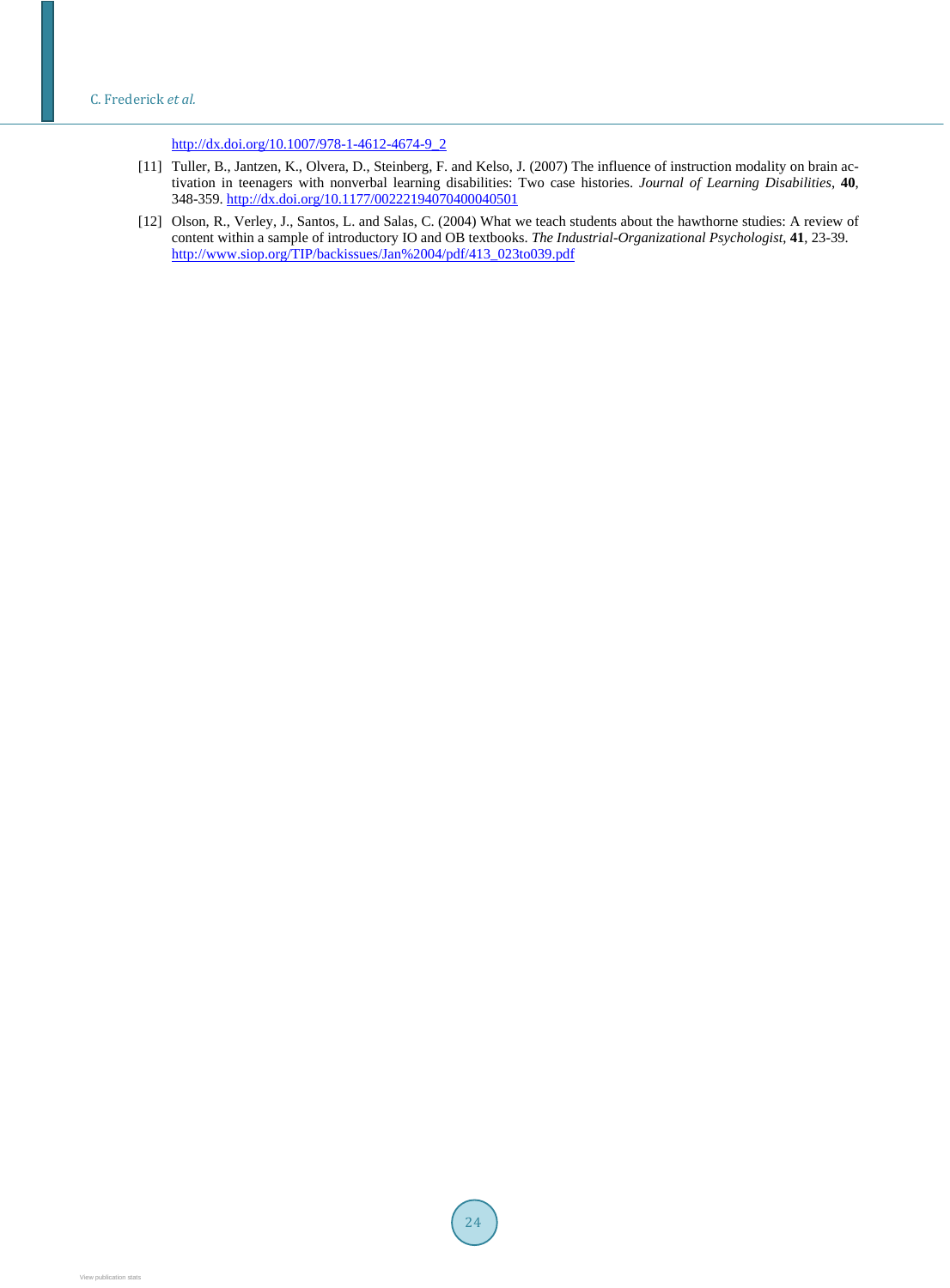http://dx.doi.org/10.1007/978-1-4612-4674-9_2

[11] Tuller, B., Jantzen, K., Olvera, D., Steinberg, F. and Kelso, J. (2007) The influence of instruction modality on brain activation in teenagers with nonverbal learning disabilities: Two case histories. *Journal of Learning Disabilities*, **40**, 348-359. http://dx.doi.org/10.1177/00222194070400040501

[12] Olson, R., Verley, J., Santos, L. and Salas, C. (2004) What we teach students about the hawthorne studies: A review of content within a sample of introductory IO and OB textbooks. *The Industrial-Organizational Psychologist*, **41**, 23-39. http://www.siop.org/TIP/backissues/Jan%2004/pdf/413_023to039.pdf